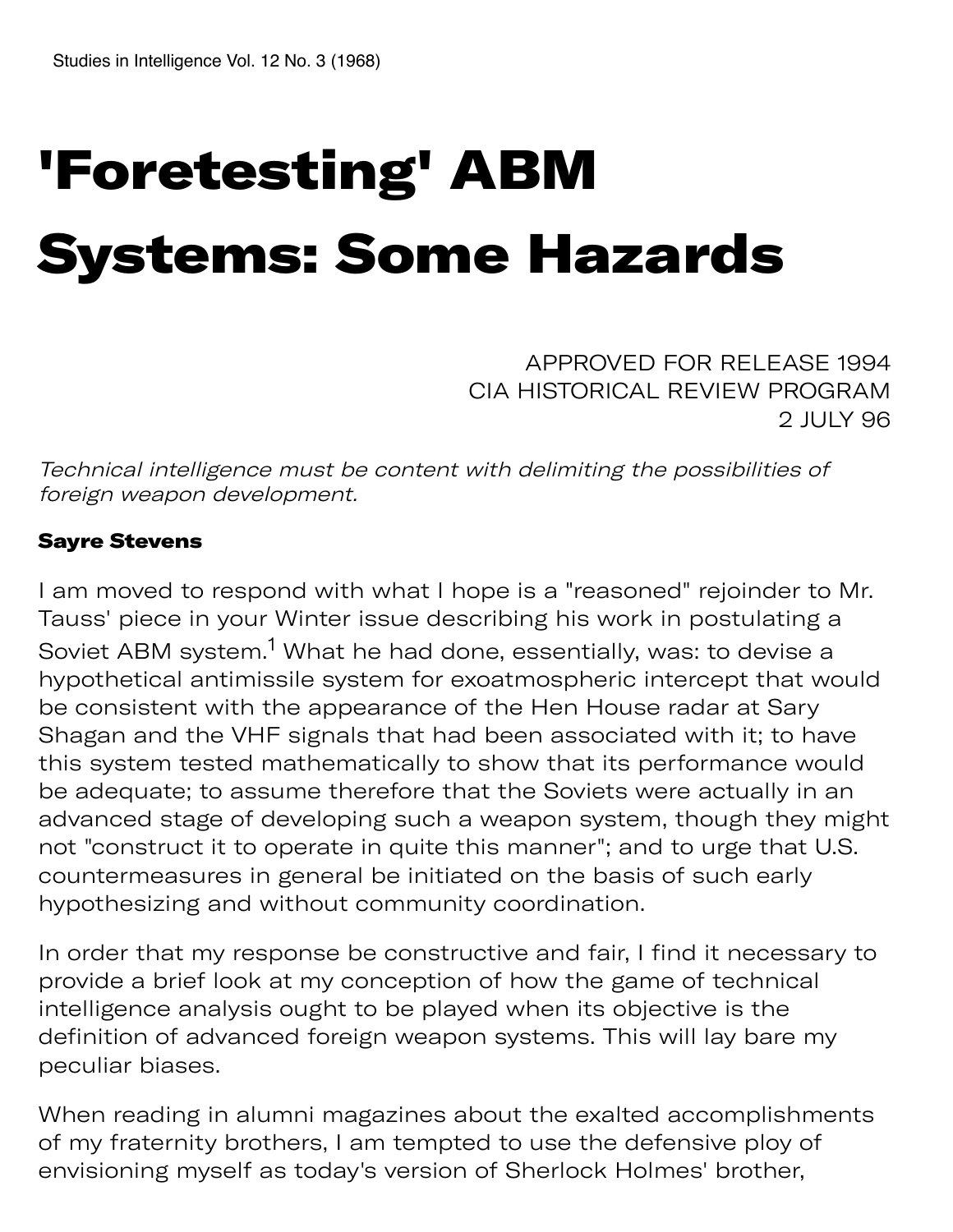# 'Foretesting' ABM Systems: Some Hazards

APPROVED FOR RELEASE 1994
CIA HISTORICAL REVIEW PROGRAM
2 JULY 96

*Technical intelligence must be content with delimiting the possibilities of foreign weapon development.*

**Sayre Stevens**

I am moved to respond with what I hope is a "reasoned" rejoinder to Mr. Tauss' piece in your Winter issue describing his work in postulating a Soviet ABM system.[1] What he had done, essentially, was: to devise a hypothetical antimissile system for exoatmospheric intercept that would be consistent with the appearance of the Hen House radar at Sary Shagan and the VHF signals that had been associated with it; to have this system tested mathematically to show that its performance would be adequate; to assume therefore that the Soviets were actually in an advanced stage of developing such a weapon system, though they might not "construct it to operate in quite this manner"; and to urge that U.S. countermeasures in general be initiated on the basis of such early hypothesizing and without community coordination.

In order that my response be constructive and fair, I find it necessary to provide a brief look at my conception of how the game of technical intelligence analysis ought to be played when its objective is the definition of advanced foreign weapon systems. This will lay bare my peculiar biases.

When reading in alumni magazines about the exalted accomplishments of my fraternity brothers, I am tempted to use the defensive ploy of envisioning myself as today's version of Sherlock Holmes' brother,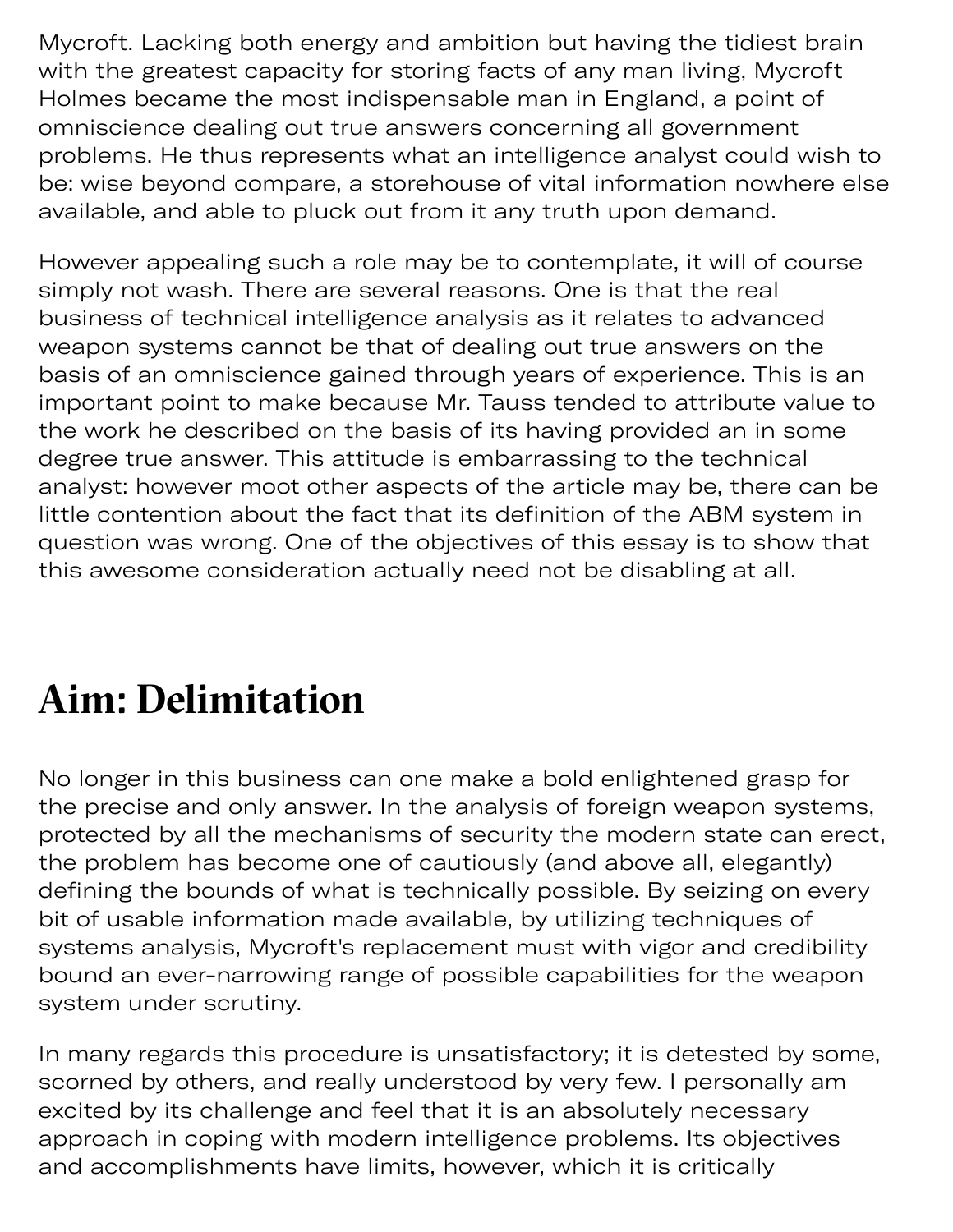Mycroft. Lacking both energy and ambition but having the tidiest brain with the greatest capacity for storing facts of any man living, Mycroft Holmes became the most indispensable man in England, a point of omniscience dealing out true answers concerning all government problems. He thus represents what an intelligence analyst could wish to be: wise beyond compare, a storehouse of vital information nowhere else available, and able to pluck out from it any truth upon demand.

However appealing such a role may be to contemplate, it will of course simply not wash. There are several reasons. One is that the real business of technical intelligence analysis as it relates to advanced weapon systems cannot be that of dealing out true answers on the basis of an omniscience gained through years of experience. This is an important point to make because Mr. Tauss tended to attribute value to the work he described on the basis of its having provided an in some degree true answer. This attitude is embarrassing to the technical analyst: however moot other aspects of the article may be, there can be little contention about the fact that its definition of the ABM system in question was wrong. One of the objectives of this essay is to show that this awesome consideration actually need not be disabling at all.

## Aim: Delimitation

No longer in this business can one make a bold enlightened grasp for the precise and only answer. In the analysis of foreign weapon systems, protected by all the mechanisms of security the modern state can erect, the problem has become one of cautiously (and above all, elegantly) defining the bounds of what is technically possible. By seizing on every bit of usable information made available, by utilizing techniques of systems analysis, Mycroft's replacement must with vigor and credibility bound an ever-narrowing range of possible capabilities for the weapon system under scrutiny.

In many regards this procedure is unsatisfactory; it is detested by some, scorned by others, and really understood by very few. I personally am excited by its challenge and feel that it is an absolutely necessary approach in coping with modern intelligence problems. Its objectives and accomplishments have limits, however, which it is critically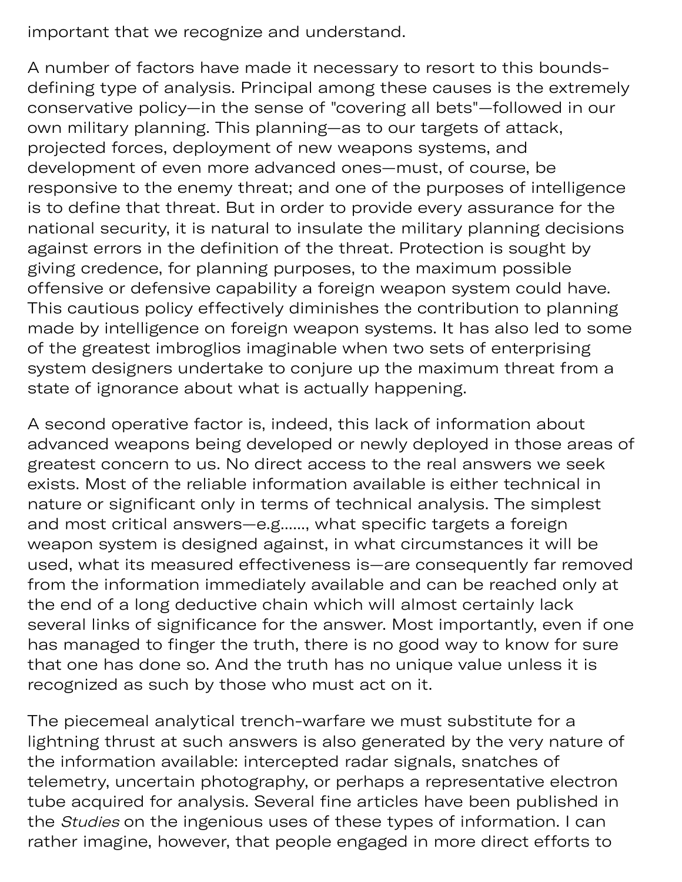important that we recognize and understand.

A number of factors have made it necessary to resort to this bounds-defining type of analysis. Principal among these causes is the extremely conservative policy—in the sense of "covering all bets"—followed in our own military planning. This planning—as to our targets of attack, projected forces, deployment of new weapons systems, and development of even more advanced ones—must, of course, be responsive to the enemy threat; and one of the purposes of intelligence is to define that threat. But in order to provide every assurance for the national security, it is natural to insulate the military planning decisions against errors in the definition of the threat. Protection is sought by giving credence, for planning purposes, to the maximum possible offensive or defensive capability a foreign weapon system could have. This cautious policy effectively diminishes the contribution to planning made by intelligence on foreign weapon systems. It has also led to some of the greatest imbroglios imaginable when two sets of enterprising system designers undertake to conjure up the maximum threat from a state of ignorance about what is actually happening.

A second operative factor is, indeed, this lack of information about advanced weapons being developed or newly deployed in those areas of greatest concern to us. No direct access to the real answers we seek exists. Most of the reliable information available is either technical in nature or significant only in terms of technical analysis. The simplest and most critical answers—e.g......, what specific targets a foreign weapon system is designed against, in what circumstances it will be used, what its measured effectiveness is—are consequently far removed from the information immediately available and can be reached only at the end of a long deductive chain which will almost certainly lack several links of significance for the answer. Most importantly, even if one has managed to finger the truth, there is no good way to know for sure that one has done so. And the truth has no unique value unless it is recognized as such by those who must act on it.

The piecemeal analytical trench-warfare we must substitute for a lightning thrust at such answers is also generated by the very nature of the information available: intercepted radar signals, snatches of telemetry, uncertain photography, or perhaps a representative electron tube acquired for analysis. Several fine articles have been published in the *Studies* on the ingenious uses of these types of information. I can rather imagine, however, that people engaged in more direct efforts to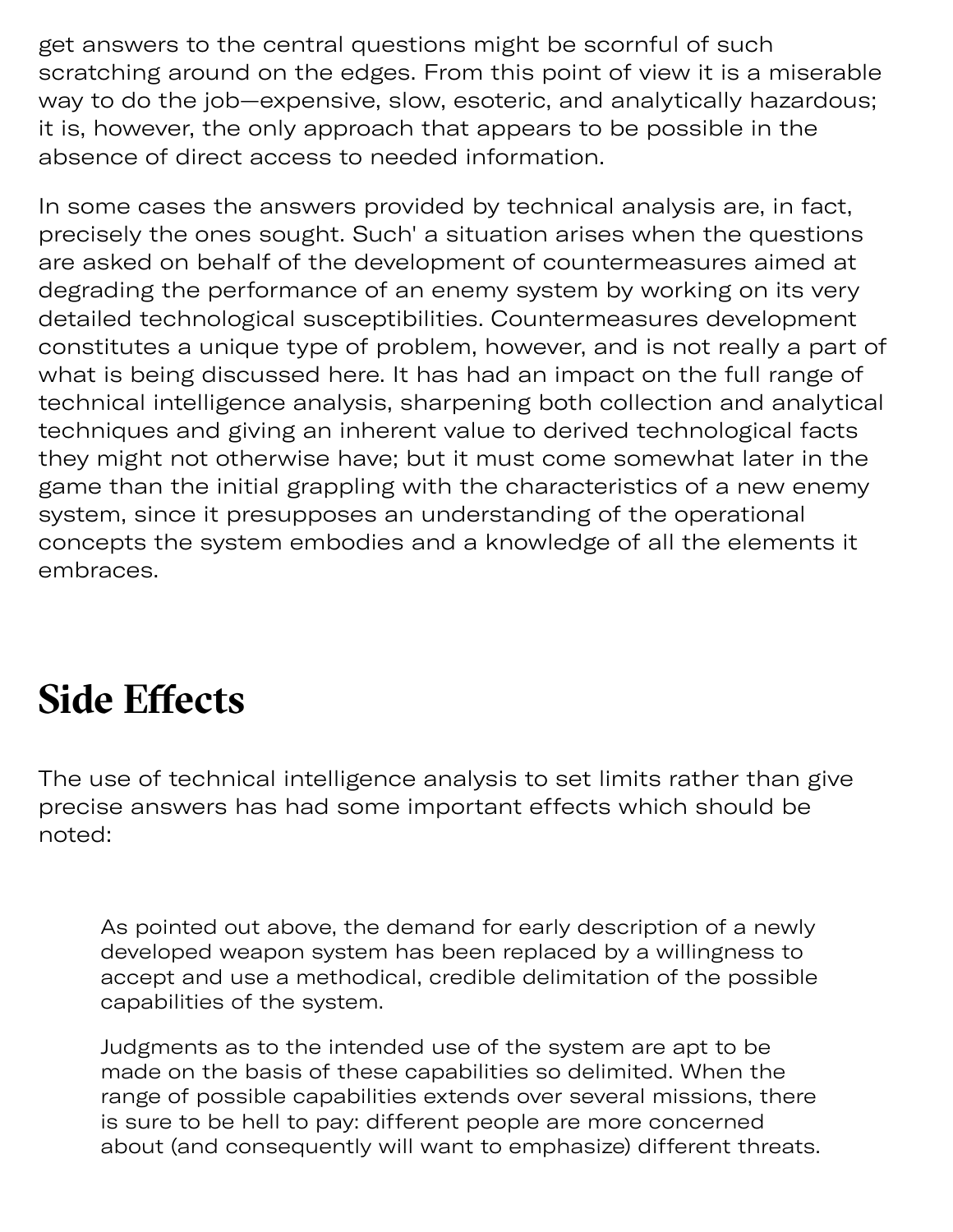get answers to the central questions might be scornful of such scratching around on the edges. From this point of view it is a miserable way to do the job—expensive, slow, esoteric, and analytically hazardous; it is, however, the only approach that appears to be possible in the absence of direct access to needed information.

In some cases the answers provided by technical analysis are, in fact, precisely the ones sought. Such' a situation arises when the questions are asked on behalf of the development of countermeasures aimed at degrading the performance of an enemy system by working on its very detailed technological susceptibilities. Countermeasures development constitutes a unique type of problem, however, and is not really a part of what is being discussed here. It has had an impact on the full range of technical intelligence analysis, sharpening both collection and analytical techniques and giving an inherent value to derived technological facts they might not otherwise have; but it must come somewhat later in the game than the initial grappling with the characteristics of a new enemy system, since it presupposes an understanding of the operational concepts the system embodies and a knowledge of all the elements it embraces.

## Side Effects

The use of technical intelligence analysis to set limits rather than give precise answers has had some important effects which should be noted:

> As pointed out above, the demand for early description of a newly developed weapon system has been replaced by a willingness to accept and use a methodical, credible delimitation of the possible capabilities of the system.
>
> Judgments as to the intended use of the system are apt to be made on the basis of these capabilities so delimited. When the range of possible capabilities extends over several missions, there is sure to be hell to pay: different people are more concerned about (and consequently will want to emphasize) different threats.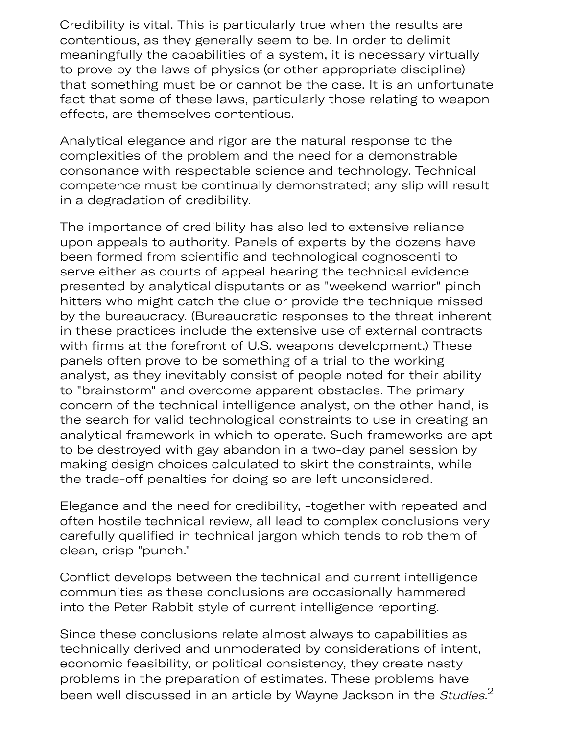Credibility is vital. This is particularly true when the results are contentious, as they generally seem to be. In order to delimit meaningfully the capabilities of a system, it is necessary virtually to prove by the laws of physics (or other appropriate discipline) that something must be or cannot be the case. It is an unfortunate fact that some of these laws, particularly those relating to weapon effects, are themselves contentious.

Analytical elegance and rigor are the natural response to the complexities of the problem and the need for a demonstrable consonance with respectable science and technology. Technical competence must be continually demonstrated; any slip will result in a degradation of credibility.

The importance of credibility has also led to extensive reliance upon appeals to authority. Panels of experts by the dozens have been formed from scientific and technological cognoscenti to serve either as courts of appeal hearing the technical evidence presented by analytical disputants or as "weekend warrior" pinch hitters who might catch the clue or provide the technique missed by the bureaucracy. (Bureaucratic responses to the threat inherent in these practices include the extensive use of external contracts with firms at the forefront of U.S. weapons development.) These panels often prove to be something of a trial to the working analyst, as they inevitably consist of people noted for their ability to "brainstorm" and overcome apparent obstacles. The primary concern of the technical intelligence analyst, on the other hand, is the search for valid technological constraints to use in creating an analytical framework in which to operate. Such frameworks are apt to be destroyed with gay abandon in a two-day panel session by making design choices calculated to skirt the constraints, while the trade-off penalties for doing so are left unconsidered.

Elegance and the need for credibility, -together with repeated and often hostile technical review, all lead to complex conclusions very carefully qualified in technical jargon which tends to rob them of clean, crisp "punch."

Conflict develops between the technical and current intelligence communities as these conclusions are occasionally hammered into the Peter Rabbit style of current intelligence reporting.

Since these conclusions relate almost always to capabilities as technically derived and unmoderated by considerations of intent, economic feasibility, or political consistency, they create nasty problems in the preparation of estimates. These problems have been well discussed in an article by Wayne Jackson in the *Studies*.[2]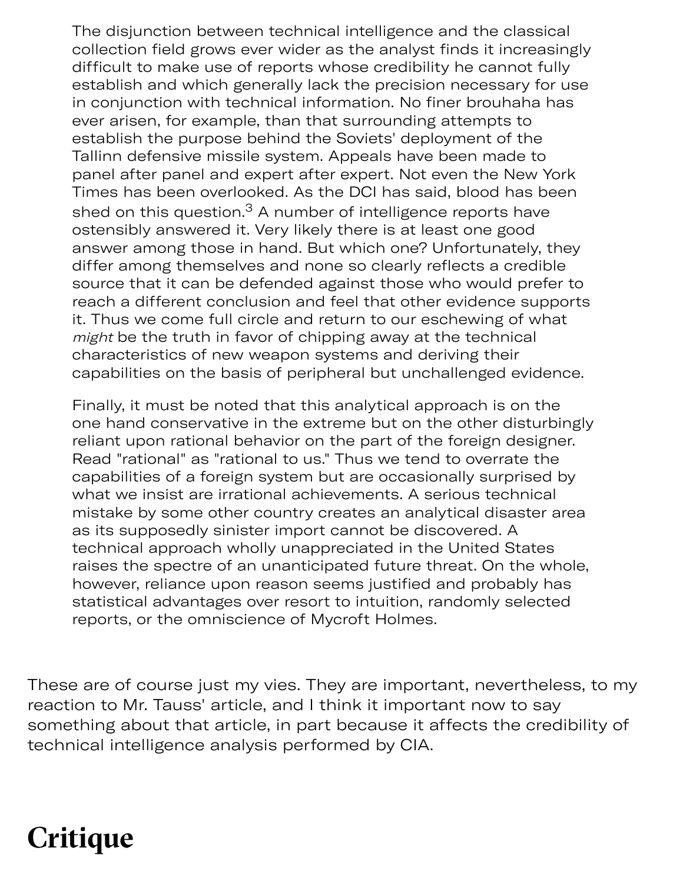> The disjunction between technical intelligence and the classical collection field grows ever wider as the analyst finds it increasingly difficult to make use of reports whose credibility he cannot fully establish and which generally lack the precision necessary for use in conjunction with technical information. No finer brouhaha has ever arisen, for example, than that surrounding attempts to establish the purpose behind the Soviets' deployment of the Tallinn defensive missile system. Appeals have been made to panel after panel and expert after expert. Not even the New York Times has been overlooked. As the DCI has said, blood has been shed on this question.[3] A number of intelligence reports have ostensibly answered it. Very likely there is at least one good answer among those in hand. But which one? Unfortunately, they differ among themselves and none so clearly reflects a credible source that it can be defended against those who would prefer to reach a different conclusion and feel that other evidence supports it. Thus we come full circle and return to our eschewing of what *might* be the truth in favor of chipping away at the technical characteristics of new weapon systems and deriving their capabilities on the basis of peripheral but unchallenged evidence.
>
> Finally, it must be noted that this analytical approach is on the one hand conservative in the extreme but on the other disturbingly reliant upon rational behavior on the part of the foreign designer. Read "rational" as "rational to us." Thus we tend to overrate the capabilities of a foreign system but are occasionally surprised by what we insist are irrational achievements. A serious technical mistake by some other country creates an analytical disaster area as its supposedly sinister import cannot be discovered. A technical approach wholly unappreciated in the United States raises the spectre of an unanticipated future threat. On the whole, however, reliance upon reason seems justified and probably has statistical advantages over resort to intuition, randomly selected reports, or the omniscience of Mycroft Holmes.

These are of course just my vies. They are important, nevertheless, to my reaction to Mr. Tauss' article, and I think it important now to say something about that article, in part because it affects the credibility of technical intelligence analysis performed by CIA.

## Critique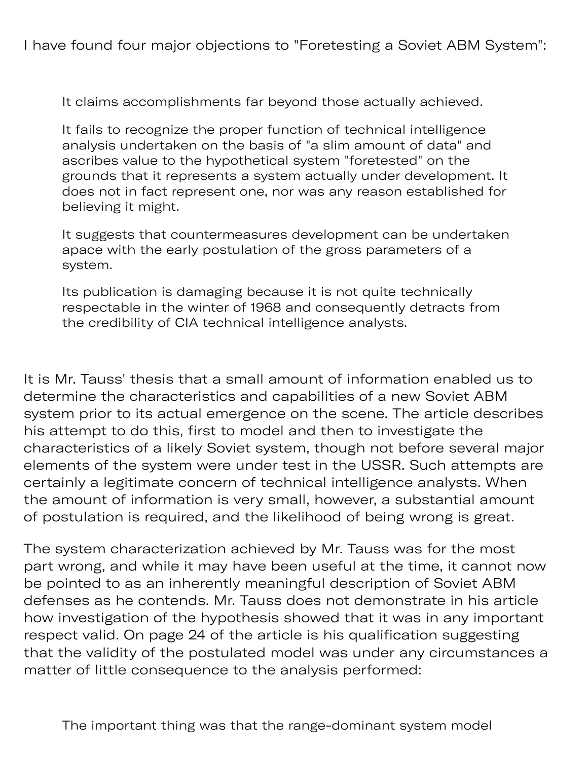I have found four major objections to "Foretesting a Soviet ABM System":

> It claims accomplishments far beyond those actually achieved.
>
> It fails to recognize the proper function of technical intelligence analysis undertaken on the basis of "a slim amount of data" and ascribes value to the hypothetical system "foretested" on the grounds that it represents a system actually under development. It does not in fact represent one, nor was any reason established for believing it might.
>
> It suggests that countermeasures development can be undertaken apace with the early postulation of the gross parameters of a system.
>
> Its publication is damaging because it is not quite technically respectable in the winter of 1968 and consequently detracts from the credibility of CIA technical intelligence analysts.

It is Mr. Tauss' thesis that a small amount of information enabled us to determine the characteristics and capabilities of a new Soviet ABM system prior to its actual emergence on the scene. The article describes his attempt to do this, first to model and then to investigate the characteristics of a likely Soviet system, though not before several major elements of the system were under test in the USSR. Such attempts are certainly a legitimate concern of technical intelligence analysts. When the amount of information is very small, however, a substantial amount of postulation is required, and the likelihood of being wrong is great.

The system characterization achieved by Mr. Tauss was for the most part wrong, and while it may have been useful at the time, it cannot now be pointed to as an inherently meaningful description of Soviet ABM defenses as he contends. Mr. Tauss does not demonstrate in his article how investigation of the hypothesis showed that it was in any important respect valid. On page 24 of the article is his qualification suggesting that the validity of the postulated model was under any circumstances a matter of little consequence to the analysis performed:

> The important thing was that the range-dominant system model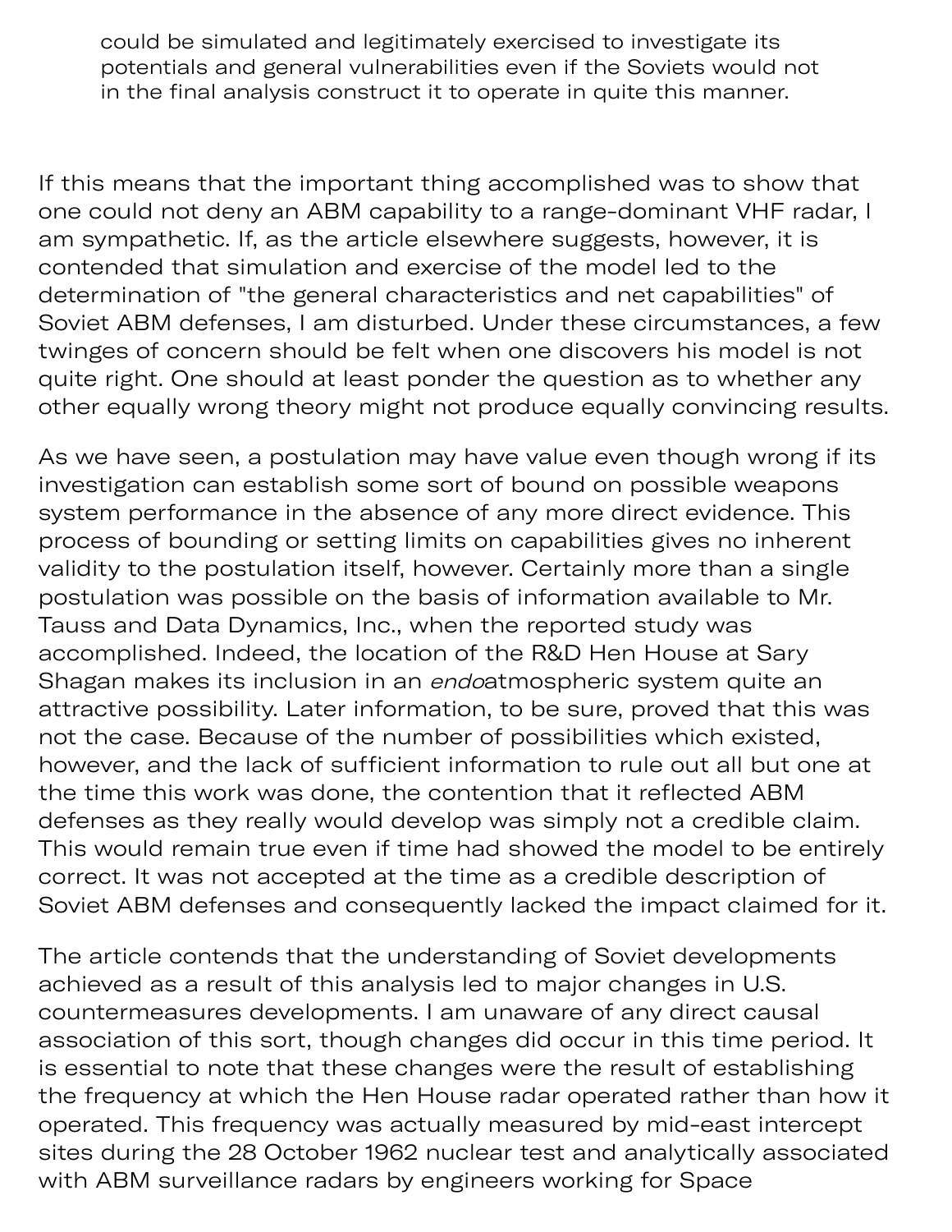> could be simulated and legitimately exercised to investigate its potentials and general vulnerabilities even if the Soviets would not in the final analysis construct it to operate in quite this manner.

If this means that the important thing accomplished was to show that one could not deny an ABM capability to a range-dominant VHF radar, I am sympathetic. If, as the article elsewhere suggests, however, it is contended that simulation and exercise of the model led to the determination of "the general characteristics and net capabilities" of Soviet ABM defenses, I am disturbed. Under these circumstances, a few twinges of concern should be felt when one discovers his model is not quite right. One should at least ponder the question as to whether any other equally wrong theory might not produce equally convincing results.

As we have seen, a postulation may have value even though wrong if its investigation can establish some sort of bound on possible weapons system performance in the absence of any more direct evidence. This process of bounding or setting limits on capabilities gives no inherent validity to the postulation itself, however. Certainly more than a single postulation was possible on the basis of information available to Mr. Tauss and Data Dynamics, Inc., when the reported study was accomplished. Indeed, the location of the R&D Hen House at Sary Shagan makes its inclusion in an *endo*atmospheric system quite an attractive possibility. Later information, to be sure, proved that this was not the case. Because of the number of possibilities which existed, however, and the lack of sufficient information to rule out all but one at the time this work was done, the contention that it reflected ABM defenses as they really would develop was simply not a credible claim. This would remain true even if time had showed the model to be entirely correct. It was not accepted at the time as a credible description of Soviet ABM defenses and consequently lacked the impact claimed for it.

The article contends that the understanding of Soviet developments achieved as a result of this analysis led to major changes in U.S. countermeasures developments. I am unaware of any direct causal association of this sort, though changes did occur in this time period. It is essential to note that these changes were the result of establishing the frequency at which the Hen House radar operated rather than how it operated. This frequency was actually measured by mid-east intercept sites during the 28 October 1962 nuclear test and analytically associated with ABM surveillance radars by engineers working for Space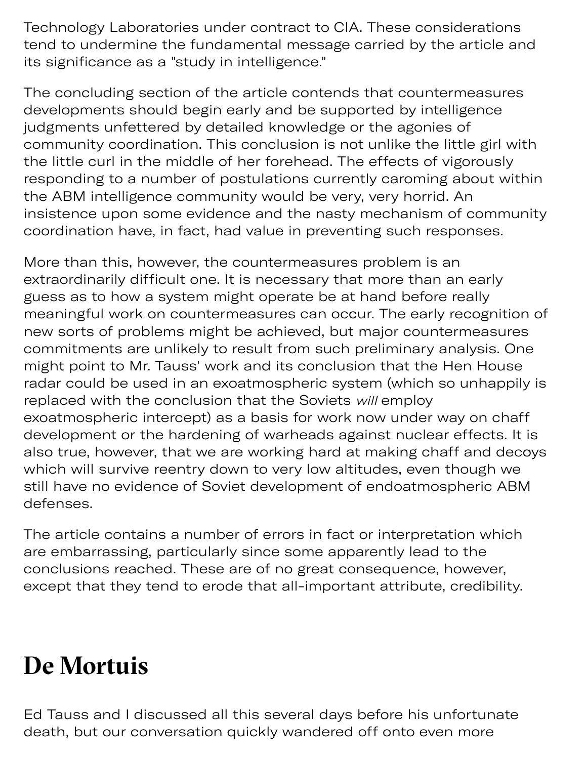Technology Laboratories under contract to CIA. These considerations tend to undermine the fundamental message carried by the article and its significance as a "study in intelligence."

The concluding section of the article contends that countermeasures developments should begin early and be supported by intelligence judgments unfettered by detailed knowledge or the agonies of community coordination. This conclusion is not unlike the little girl with the little curl in the middle of her forehead. The effects of vigorously responding to a number of postulations currently caroming about within the ABM intelligence community would be very, very horrid. An insistence upon some evidence and the nasty mechanism of community coordination have, in fact, had value in preventing such responses.

More than this, however, the countermeasures problem is an extraordinarily difficult one. It is necessary that more than an early guess as to how a system might operate be at hand before really meaningful work on countermeasures can occur. The early recognition of new sorts of problems might be achieved, but major countermeasures commitments are unlikely to result from such preliminary analysis. One might point to Mr. Tauss' work and its conclusion that the Hen House radar could be used in an exoatmospheric system (which so unhappily is replaced with the conclusion that the Soviets *will* employ exoatmospheric intercept) as a basis for work now under way on chaff development or the hardening of warheads against nuclear effects. It is also true, however, that we are working hard at making chaff and decoys which will survive reentry down to very low altitudes, even though we still have no evidence of Soviet development of endoatmospheric ABM defenses.

The article contains a number of errors in fact or interpretation which are embarrassing, particularly since some apparently lead to the conclusions reached. These are of no great consequence, however, except that they tend to erode that all-important attribute, credibility.

# De Mortuis

Ed Tauss and I discussed all this several days before his unfortunate death, but our conversation quickly wandered off onto even more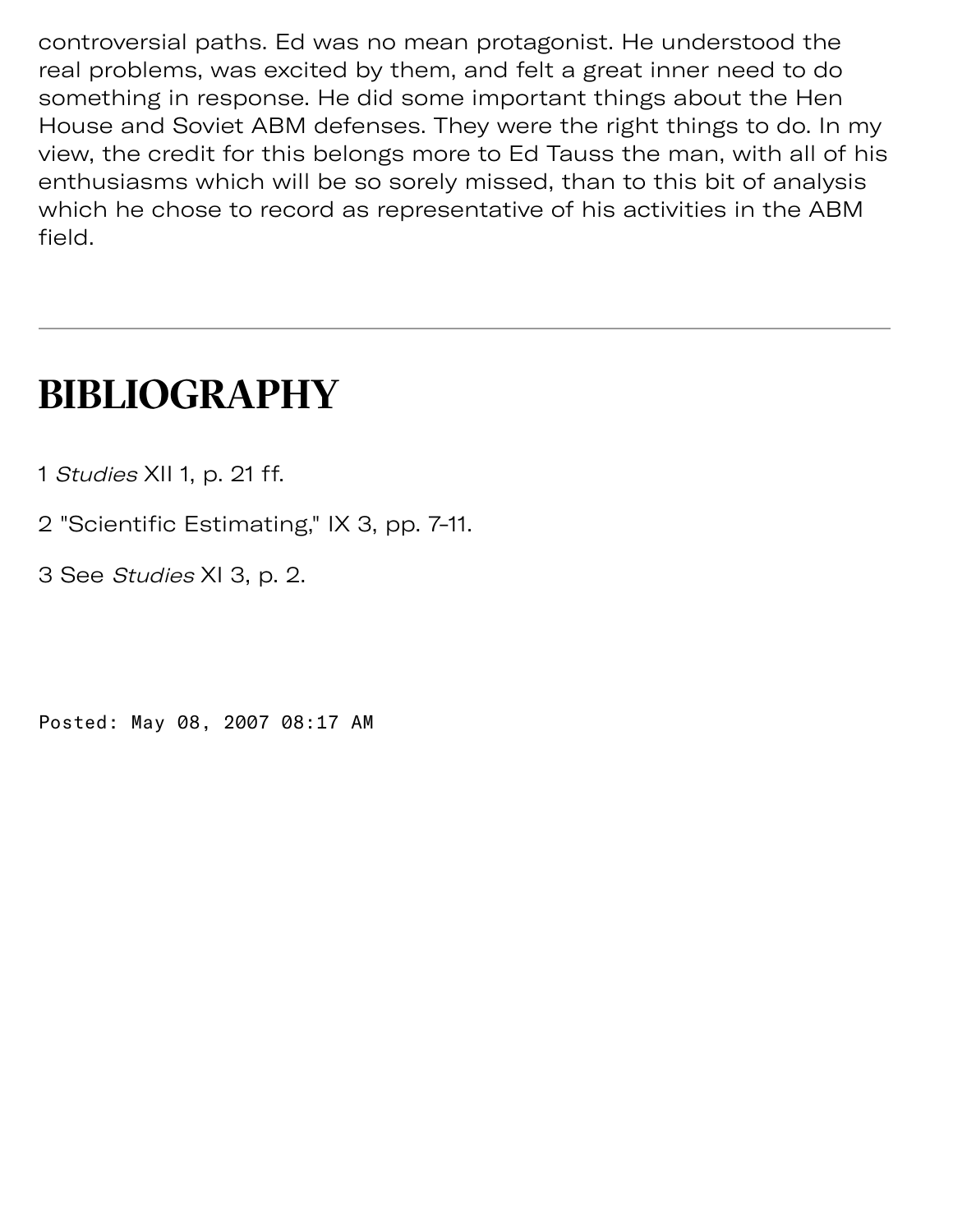controversial paths. Ed was no mean protagonist. He understood the real problems, was excited by them, and felt a great inner need to do something in response. He did some important things about the Hen House and Soviet ABM defenses. They were the right things to do. In my view, the credit for this belongs more to Ed Tauss the man, with all of his enthusiasms which will be so sorely missed, than to this bit of analysis which he chose to record as representative of his activities in the ABM field.

---

## BIBLIOGRAPHY

1 *Studies* XII 1, p. 21 ff.

2 "Scientific Estimating," IX 3, pp. 7-11.

3 See *Studies* XI 3, p. 2.

Posted: May 08, 2007 08:17 AM